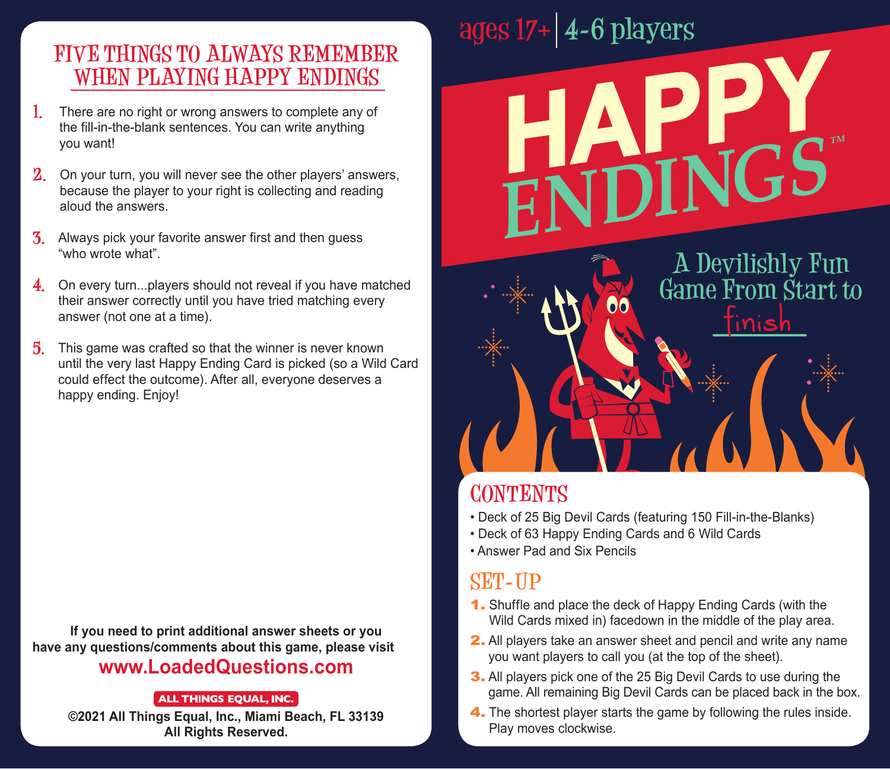# HAPPY ENDINGS™

ages 17+ | 4-6 players

A Devilishly Fun Game From Start to finish

## CONTENTS

- Deck of 25 Big Devil Cards (featuring 150 Fill-in-the-Blanks)
- Deck of 63 Happy Ending Cards and 6 Wild Cards
- Answer Pad and Six Pencils

## SET-UP

1. Shuffle and place the deck of Happy Ending Cards (with the Wild Cards mixed in) facedown in the middle of the play area.
2. All players take an answer sheet and pencil and write any name you want players to call you (at the top of the sheet).
3. All players pick one of the 25 Big Devil Cards to use during the game. All remaining Big Devil Cards can be placed back in the box.
4. The shortest player starts the game by following the rules inside. Play moves clockwise.

## FIVE THINGS TO ALWAYS REMEMBER WHEN PLAYING HAPPY ENDINGS

1. There are no right or wrong answers to complete any of the fill-in-the-blank sentences. You can write anything you want!
2. On your turn, you will never see the other players' answers, because the player to your right is collecting and reading aloud the answers.
3. Always pick your favorite answer first and then guess "who wrote what".
4. On every turn...players should not reveal if you have matched their answer correctly until you have tried matching every answer (not one at a time).
5. This game was crafted so that the winner is never known until the very last Happy Ending Card is picked (so a Wild Card could effect the outcome). After all, everyone deserves a happy ending. Enjoy!

**If you need to print additional answer sheets or you have any questions/comments about this game, please visit**

**www.LoadedQuestions.com**

**ALL THINGS EQUAL, INC.**

**©2021 All Things Equal, Inc., Miami Beach, FL 33139**
**All Rights Reserved.**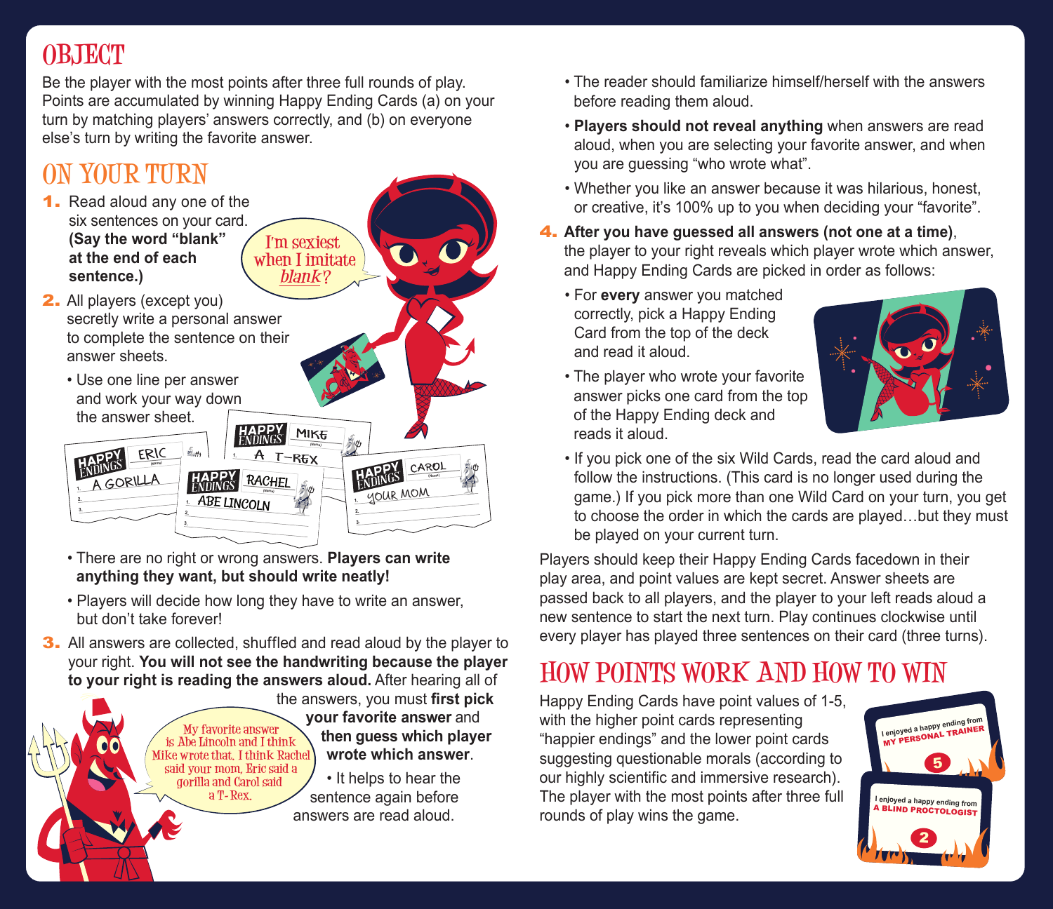# OBJECT

Be the player with the most points after three full rounds of play. Points are accumulated by winning Happy Ending Cards (a) on your turn by matching players' answers correctly, and (b) on everyone else's turn by writing the favorite answer.

# ON YOUR TURN

1. Read aloud any one of the six sentences on your card. **(Say the word "blank" at the end of each sentence.)**

I'm sexiest when I imitate *blank*?

2. All players (except you) secretly write a personal answer to complete the sentence on their answer sheets.
   - Use one line per answer and work your way down the answer sheet.

HAPPY ENDINGS ERIC — 1. A GORILLA

HAPPY ENDINGS MIKE — 1. A T-REX

HAPPY ENDINGS RACHEL — 1. ABE LINCOLN

HAPPY ENDINGS CAROL — 1. YOUR MOM

   - There are no right or wrong answers. **Players can write anything they want, but should write neatly!**
   - Players will decide how long they have to write an answer, but don't take forever!

3. All answers are collected, shuffled and read aloud by the player to your right. **You will not see the handwriting because the player to your right is reading the answers aloud.** After hearing all of the answers, you must **first pick your favorite answer** and **then guess which player wrote which answer**.

My favorite answer is Abe Lincoln and I think Mike wrote that. I think Rachel said your mom, Eric said a gorilla and Carol said a T-Rex.

   - It helps to hear the sentence again before answers are read aloud.
   - The reader should familiarize himself/herself with the answers before reading them aloud.
   - **Players should not reveal anything** when answers are read aloud, when you are selecting your favorite answer, and when you are guessing "who wrote what".
   - Whether you like an answer because it was hilarious, honest, or creative, it's 100% up to you when deciding your "favorite".

4. **After you have guessed all answers (not one at a time)**, the player to your right reveals which player wrote which answer, and Happy Ending Cards are picked in order as follows:
   - For **every** answer you matched correctly, pick a Happy Ending Card from the top of the deck and read it aloud.
   - The player who wrote your favorite answer picks one card from the top of the Happy Ending deck and reads it aloud.
   - If you pick one of the six Wild Cards, read the card aloud and follow the instructions. (This card is no longer used during the game.) If you pick more than one Wild Card on your turn, you get to choose the order in which the cards are played…but they must be played on your current turn.

Players should keep their Happy Ending Cards facedown in their play area, and point values are kept secret. Answer sheets are passed back to all players, and the player to your left reads aloud a new sentence to start the next turn. Play continues clockwise until every player has played three sentences on their card (three turns).

# HOW POINTS WORK AND HOW TO WIN

Happy Ending Cards have point values of 1-5, with the higher point cards representing "happier endings" and the lower point cards suggesting questionable morals (according to our highly scientific and immersive research). The player with the most points after three full rounds of play wins the game.

I enjoyed a happy ending from MY PERSONAL TRAINER — 5

I enjoyed a happy ending from A BLIND PROCTOLOGIST — 2